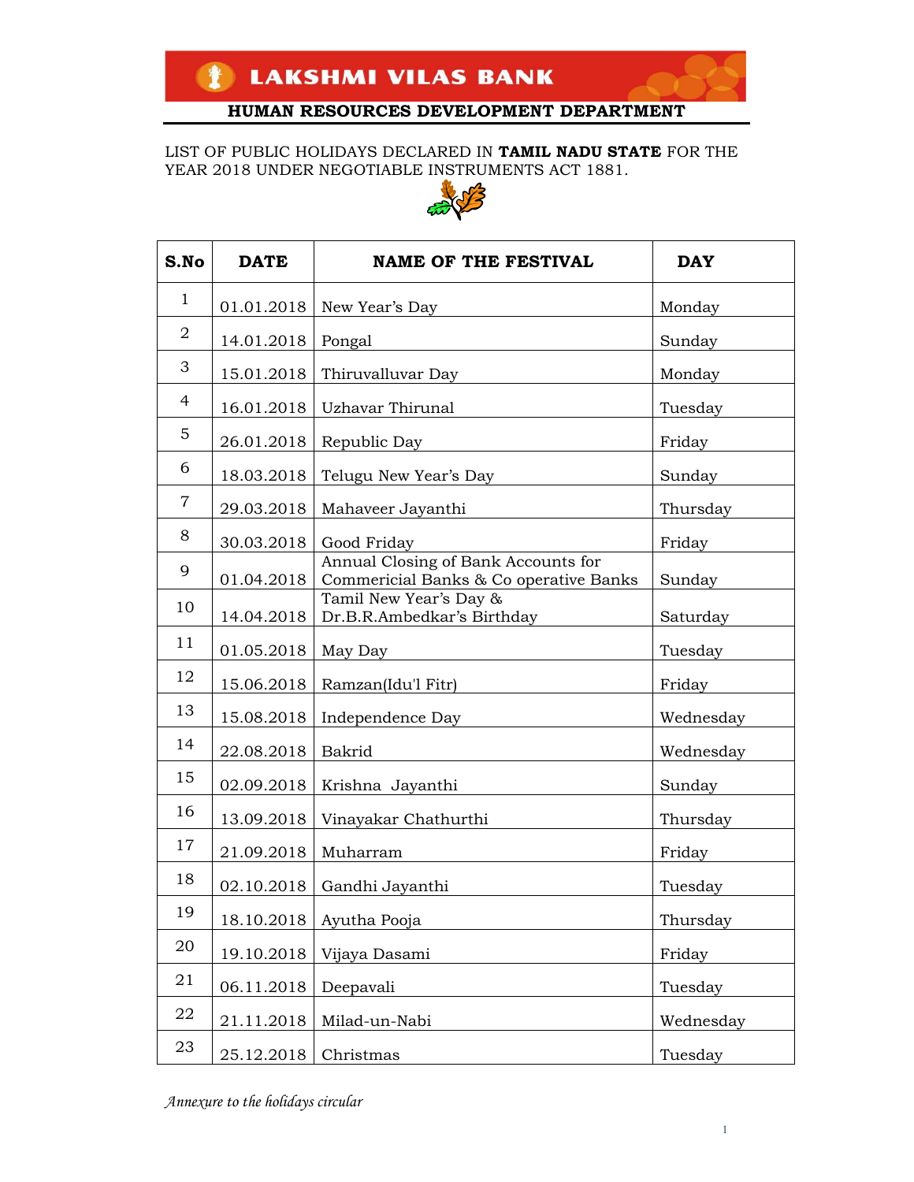# LAKSHMI VILAS BANK

## HUMAN RESOURCES DEVELOPMENT DEPARTMENT

LIST OF PUBLIC HOLIDAYS DECLARED IN **TAMIL NADU STATE** FOR THE YEAR 2018 UNDER NEGOTIABLE INSTRUMENTS ACT 1881.

| S.No | DATE | NAME OF THE FESTIVAL | DAY |
|---|---|---|---|
| 1 | 01.01.2018 | New Year's Day | Monday |
| 2 | 14.01.2018 | Pongal | Sunday |
| 3 | 15.01.2018 | Thiruvalluvar Day | Monday |
| 4 | 16.01.2018 | Uzhavar Thirunal | Tuesday |
| 5 | 26.01.2018 | Republic Day | Friday |
| 6 | 18.03.2018 | Telugu New Year's Day | Sunday |
| 7 | 29.03.2018 | Mahaveer Jayanthi | Thursday |
| 8 | 30.03.2018 | Good Friday | Friday |
| 9 | 01.04.2018 | Annual Closing of Bank Accounts for Commericial Banks & Co operative Banks | Sunday |
| 10 | 14.04.2018 | Tamil New Year's Day & Dr.B.R.Ambedkar's Birthday | Saturday |
| 11 | 01.05.2018 | May Day | Tuesday |
| 12 | 15.06.2018 | Ramzan(Idu'l Fitr) | Friday |
| 13 | 15.08.2018 | Independence Day | Wednesday |
| 14 | 22.08.2018 | Bakrid | Wednesday |
| 15 | 02.09.2018 | Krishna Jayanthi | Sunday |
| 16 | 13.09.2018 | Vinayakar Chathurthi | Thursday |
| 17 | 21.09.2018 | Muharram | Friday |
| 18 | 02.10.2018 | Gandhi Jayanthi | Tuesday |
| 19 | 18.10.2018 | Ayutha Pooja | Thursday |
| 20 | 19.10.2018 | Vijaya Dasami | Friday |
| 21 | 06.11.2018 | Deepavali | Tuesday |
| 22 | 21.11.2018 | Milad-un-Nabi | Wednesday |
| 23 | 25.12.2018 | Christmas | Tuesday |

*Annexure to the holidays circular*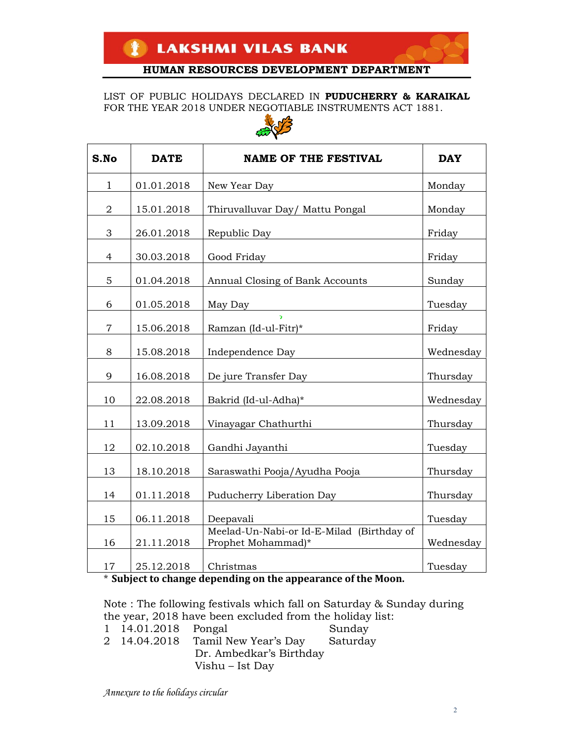# LAKSHMI VILAS BANK

## HUMAN RESOURCES DEVELOPMENT DEPARTMENT

LIST OF PUBLIC HOLIDAYS DECLARED IN **PUDUCHERRY & KARAIKAL** FOR THE YEAR 2018 UNDER NEGOTIABLE INSTRUMENTS ACT 1881.

| S.No | DATE | NAME OF THE FESTIVAL | DAY |
|---|---|---|---|
| 1 | 01.01.2018 | New Year Day | Monday |
| 2 | 15.01.2018 | Thiruvalluvar Day/ Mattu Pongal | Monday |
| 3 | 26.01.2018 | Republic Day | Friday |
| 4 | 30.03.2018 | Good Friday | Friday |
| 5 | 01.04.2018 | Annual Closing of Bank Accounts | Sunday |
| 6 | 01.05.2018 | May Day | Tuesday |
| 7 | 15.06.2018 | Ramzan (Id-ul-Fitr)* | Friday |
| 8 | 15.08.2018 | Independence Day | Wednesday |
| 9 | 16.08.2018 | De jure Transfer Day | Thursday |
| 10 | 22.08.2018 | Bakrid (Id-ul-Adha)* | Wednesday |
| 11 | 13.09.2018 | Vinayagar Chathurthi | Thursday |
| 12 | 02.10.2018 | Gandhi Jayanthi | Tuesday |
| 13 | 18.10.2018 | Saraswathi Pooja/Ayudha Pooja | Thursday |
| 14 | 01.11.2018 | Puducherry Liberation Day | Thursday |
| 15 | 06.11.2018 | Deepavali | Tuesday |
| 16 | 21.11.2018 | Meelad-Un-Nabi-or Id-E-Milad (Birthday of Prophet Mohammad)* | Wednesday |
| 17 | 25.12.2018 | Christmas | Tuesday |

\* **Subject to change depending on the appearance of the Moon.**

Note : The following festivals which fall on Saturday & Sunday during the year, 2018 have been excluded from the holiday list:

| | | | |
|---|---|---|---|
| 1 | 14.01.2018 | Pongal | Sunday |
| 2 | 14.04.2018 | Tamil New Year's Day<br>Dr. Ambedkar's Birthday<br>Vishu – Ist Day | Saturday |

*Annexure to the holidays circular*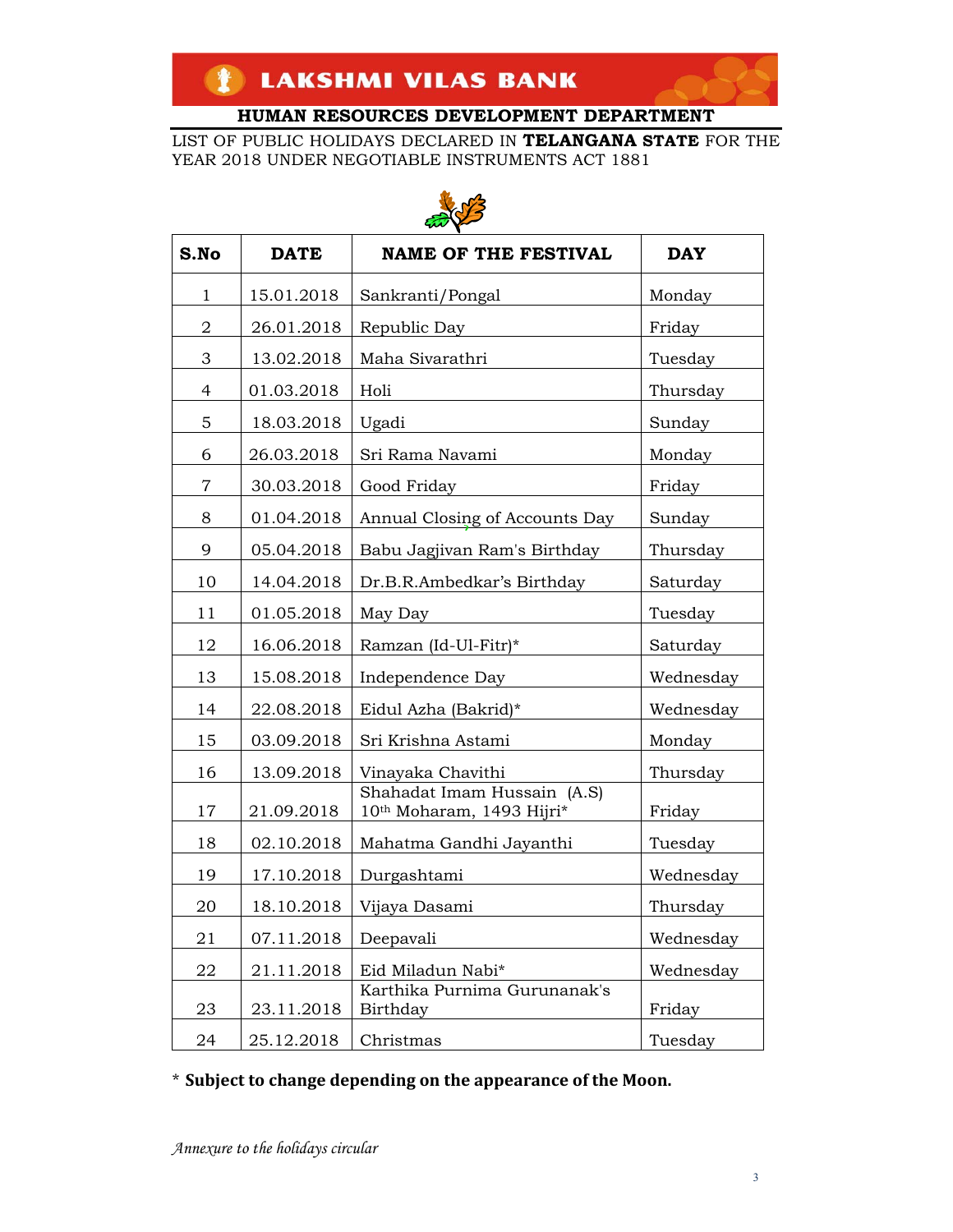# LAKSHMI VILAS BANK

## HUMAN RESOURCES DEVELOPMENT DEPARTMENT

LIST OF PUBLIC HOLIDAYS DECLARED IN **TELANGANA STATE** FOR THE YEAR 2018 UNDER NEGOTIABLE INSTRUMENTS ACT 1881

| S.No | DATE | NAME OF THE FESTIVAL | DAY |
|---|---|---|---|
| 1 | 15.01.2018 | Sankranti/Pongal | Monday |
| 2 | 26.01.2018 | Republic Day | Friday |
| 3 | 13.02.2018 | Maha Sivarathri | Tuesday |
| 4 | 01.03.2018 | Holi | Thursday |
| 5 | 18.03.2018 | Ugadi | Sunday |
| 6 | 26.03.2018 | Sri Rama Navami | Monday |
| 7 | 30.03.2018 | Good Friday | Friday |
| 8 | 01.04.2018 | Annual Closing of Accounts Day | Sunday |
| 9 | 05.04.2018 | Babu Jagjivan Ram's Birthday | Thursday |
| 10 | 14.04.2018 | Dr.B.R.Ambedkar's Birthday | Saturday |
| 11 | 01.05.2018 | May Day | Tuesday |
| 12 | 16.06.2018 | Ramzan (Id-Ul-Fitr)* | Saturday |
| 13 | 15.08.2018 | Independence Day | Wednesday |
| 14 | 22.08.2018 | Eidul Azha (Bakrid)* | Wednesday |
| 15 | 03.09.2018 | Sri Krishna Astami | Monday |
| 16 | 13.09.2018 | Vinayaka Chavithi | Thursday |
| 17 | 21.09.2018 | Shahadat Imam Hussain (A.S) 10th Moharam, 1493 Hijri* | Friday |
| 18 | 02.10.2018 | Mahatma Gandhi Jayanthi | Tuesday |
| 19 | 17.10.2018 | Durgashtami | Wednesday |
| 20 | 18.10.2018 | Vijaya Dasami | Thursday |
| 21 | 07.11.2018 | Deepavali | Wednesday |
| 22 | 21.11.2018 | Eid Miladun Nabi* | Wednesday |
| 23 | 23.11.2018 | Karthika Purnima Gurunanak's Birthday | Friday |
| 24 | 25.12.2018 | Christmas | Tuesday |

\* **Subject to change depending on the appearance of the Moon.**

*Annexure to the holidays circular*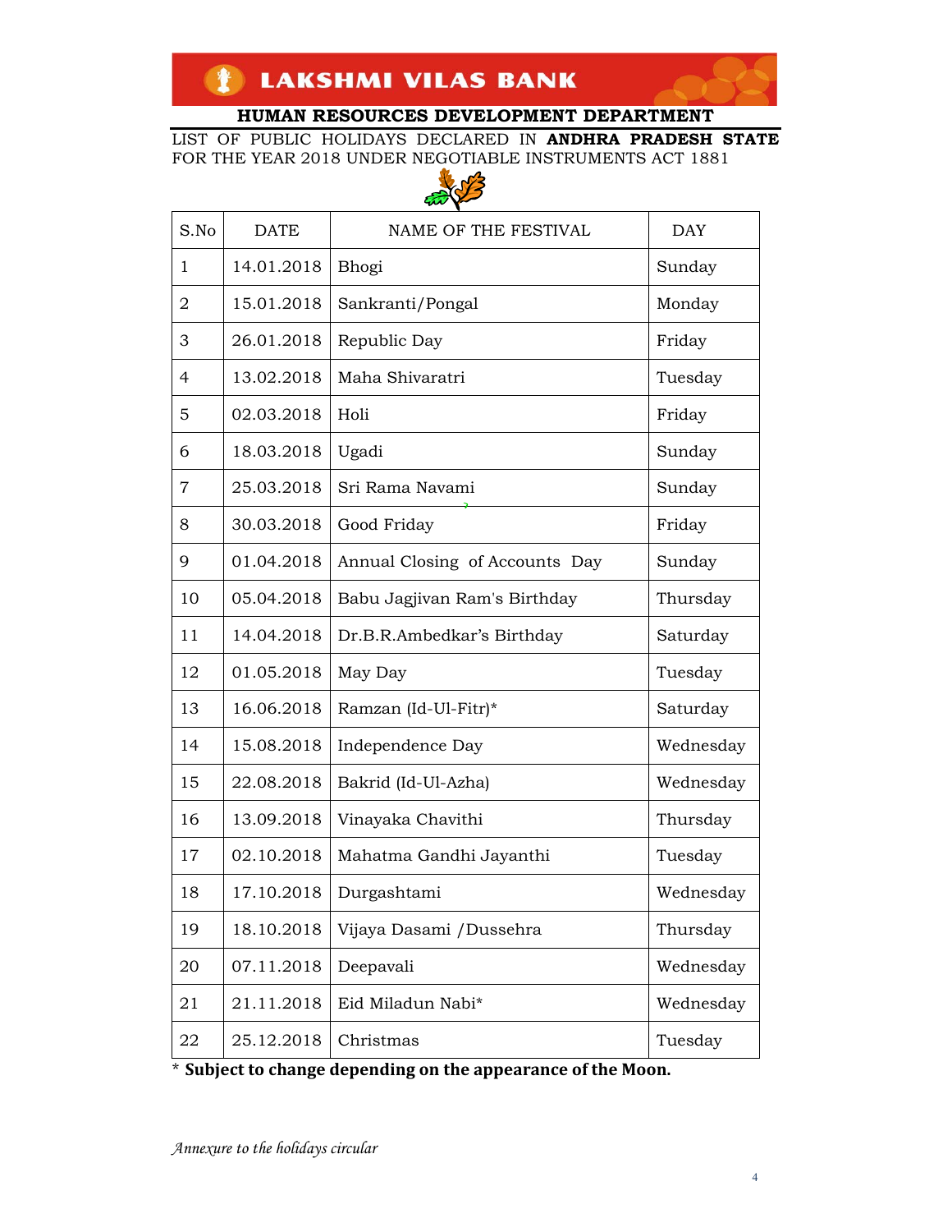# LAKSHMI VILAS BANK

## HUMAN RESOURCES DEVELOPMENT DEPARTMENT

LIST OF PUBLIC HOLIDAYS DECLARED IN **ANDHRA PRADESH STATE** FOR THE YEAR 2018 UNDER NEGOTIABLE INSTRUMENTS ACT 1881

| S.No | DATE | NAME OF THE FESTIVAL | DAY |
|---|---|---|---|
| 1 | 14.01.2018 | Bhogi | Sunday |
| 2 | 15.01.2018 | Sankranti/Pongal | Monday |
| 3 | 26.01.2018 | Republic Day | Friday |
| 4 | 13.02.2018 | Maha Shivaratri | Tuesday |
| 5 | 02.03.2018 | Holi | Friday |
| 6 | 18.03.2018 | Ugadi | Sunday |
| 7 | 25.03.2018 | Sri Rama Navami | Sunday |
| 8 | 30.03.2018 | Good Friday | Friday |
| 9 | 01.04.2018 | Annual Closing of Accounts Day | Sunday |
| 10 | 05.04.2018 | Babu Jagjivan Ram's Birthday | Thursday |
| 11 | 14.04.2018 | Dr.B.R.Ambedkar's Birthday | Saturday |
| 12 | 01.05.2018 | May Day | Tuesday |
| 13 | 16.06.2018 | Ramzan (Id-Ul-Fitr)* | Saturday |
| 14 | 15.08.2018 | Independence Day | Wednesday |
| 15 | 22.08.2018 | Bakrid (Id-Ul-Azha) | Wednesday |
| 16 | 13.09.2018 | Vinayaka Chavithi | Thursday |
| 17 | 02.10.2018 | Mahatma Gandhi Jayanthi | Tuesday |
| 18 | 17.10.2018 | Durgashtami | Wednesday |
| 19 | 18.10.2018 | Vijaya Dasami /Dussehra | Thursday |
| 20 | 07.11.2018 | Deepavali | Wednesday |
| 21 | 21.11.2018 | Eid Miladun Nabi* | Wednesday |
| 22 | 25.12.2018 | Christmas | Tuesday |

\* **Subject to change depending on the appearance of the Moon.**

*Annexure to the holidays circular*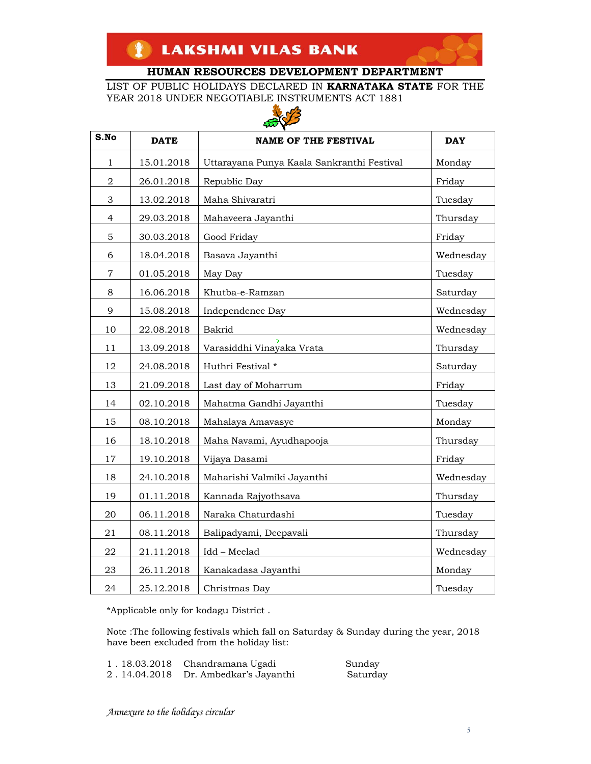# LAKSHMI VILAS BANK

## HUMAN RESOURCES DEVELOPMENT DEPARTMENT

LIST OF PUBLIC HOLIDAYS DECLARED IN **KARNATAKA STATE** FOR THE YEAR 2018 UNDER NEGOTIABLE INSTRUMENTS ACT 1881

| S.No | DATE | NAME OF THE FESTIVAL | DAY |
|---|---|---|---|
| 1 | 15.01.2018 | Uttarayana Punya Kaala Sankranthi Festival | Monday |
| 2 | 26.01.2018 | Republic Day | Friday |
| 3 | 13.02.2018 | Maha Shivaratri | Tuesday |
| 4 | 29.03.2018 | Mahaveera Jayanthi | Thursday |
| 5 | 30.03.2018 | Good Friday | Friday |
| 6 | 18.04.2018 | Basava Jayanthi | Wednesday |
| 7 | 01.05.2018 | May Day | Tuesday |
| 8 | 16.06.2018 | Khutba-e-Ramzan | Saturday |
| 9 | 15.08.2018 | Independence Day | Wednesday |
| 10 | 22.08.2018 | Bakrid | Wednesday |
| 11 | 13.09.2018 | Varasiddhi Vinayaka Vrata | Thursday |
| 12 | 24.08.2018 | Huthri Festival * | Saturday |
| 13 | 21.09.2018 | Last day of Moharrum | Friday |
| 14 | 02.10.2018 | Mahatma Gandhi Jayanthi | Tuesday |
| 15 | 08.10.2018 | Mahalaya Amavasye | Monday |
| 16 | 18.10.2018 | Maha Navami, Ayudhapooja | Thursday |
| 17 | 19.10.2018 | Vijaya Dasami | Friday |
| 18 | 24.10.2018 | Maharishi Valmiki Jayanthi | Wednesday |
| 19 | 01.11.2018 | Kannada Rajyothsava | Thursday |
| 20 | 06.11.2018 | Naraka Chaturdashi | Tuesday |
| 21 | 08.11.2018 | Balipadyami, Deepavali | Thursday |
| 22 | 21.11.2018 | Idd – Meelad | Wednesday |
| 23 | 26.11.2018 | Kanakadasa Jayanthi | Monday |
| 24 | 25.12.2018 | Christmas Day | Tuesday |

*Applicable only for kodagu District .

Note :The following festivals which fall on Saturday & Sunday during the year, 2018 have been excluded from the holiday list:

| | | |
|---|---|---|
| 1 . 18.03.2018 | Chandramana Ugadi | Sunday |
| 2 . 14.04.2018 | Dr. Ambedkar's Jayanthi | Saturday |

*Annexure to the holidays circular*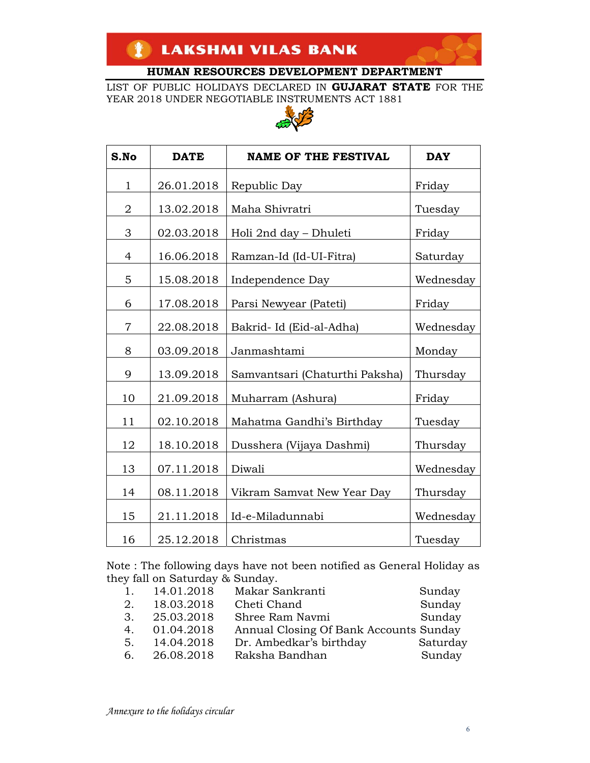# LAKSHMI VILAS BANK

## HUMAN RESOURCES DEVELOPMENT DEPARTMENT

LIST OF PUBLIC HOLIDAYS DECLARED IN **GUJARAT STATE** FOR THE YEAR 2018 UNDER NEGOTIABLE INSTRUMENTS ACT 1881

| S.No | DATE | NAME OF THE FESTIVAL | DAY |
|---|---|---|---|
| 1 | 26.01.2018 | Republic Day | Friday |
| 2 | 13.02.2018 | Maha Shivratri | Tuesday |
| 3 | 02.03.2018 | Holi 2nd day – Dhuleti | Friday |
| 4 | 16.06.2018 | Ramzan-Id (Id-Ul-Fitra) | Saturday |
| 5 | 15.08.2018 | Independence Day | Wednesday |
| 6 | 17.08.2018 | Parsi Newyear (Pateti) | Friday |
| 7 | 22.08.2018 | Bakrid- Id (Eid-al-Adha) | Wednesday |
| 8 | 03.09.2018 | Janmashtami | Monday |
| 9 | 13.09.2018 | Samvantsari (Chaturthi Paksha) | Thursday |
| 10 | 21.09.2018 | Muharram (Ashura) | Friday |
| 11 | 02.10.2018 | Mahatma Gandhi's Birthday | Tuesday |
| 12 | 18.10.2018 | Dusshera (Vijaya Dashmi) | Thursday |
| 13 | 07.11.2018 | Diwali | Wednesday |
| 14 | 08.11.2018 | Vikram Samvat New Year Day | Thursday |
| 15 | 21.11.2018 | Id-e-Miladunnabi | Wednesday |
| 16 | 25.12.2018 | Christmas | Tuesday |

Note : The following days have not been notified as General Holiday as they fall on Saturday & Sunday.

| | | | |
|---|---|---|---|
| 1. | 14.01.2018 | Makar Sankranti | Sunday |
| 2. | 18.03.2018 | Cheti Chand | Sunday |
| 3. | 25.03.2018 | Shree Ram Navmi | Sunday |
| 4. | 01.04.2018 | Annual Closing Of Bank Accounts | Sunday |
| 5. | 14.04.2018 | Dr. Ambedkar's birthday | Saturday |
| 6. | 26.08.2018 | Raksha Bandhan | Sunday |

*Annexure to the holidays circular*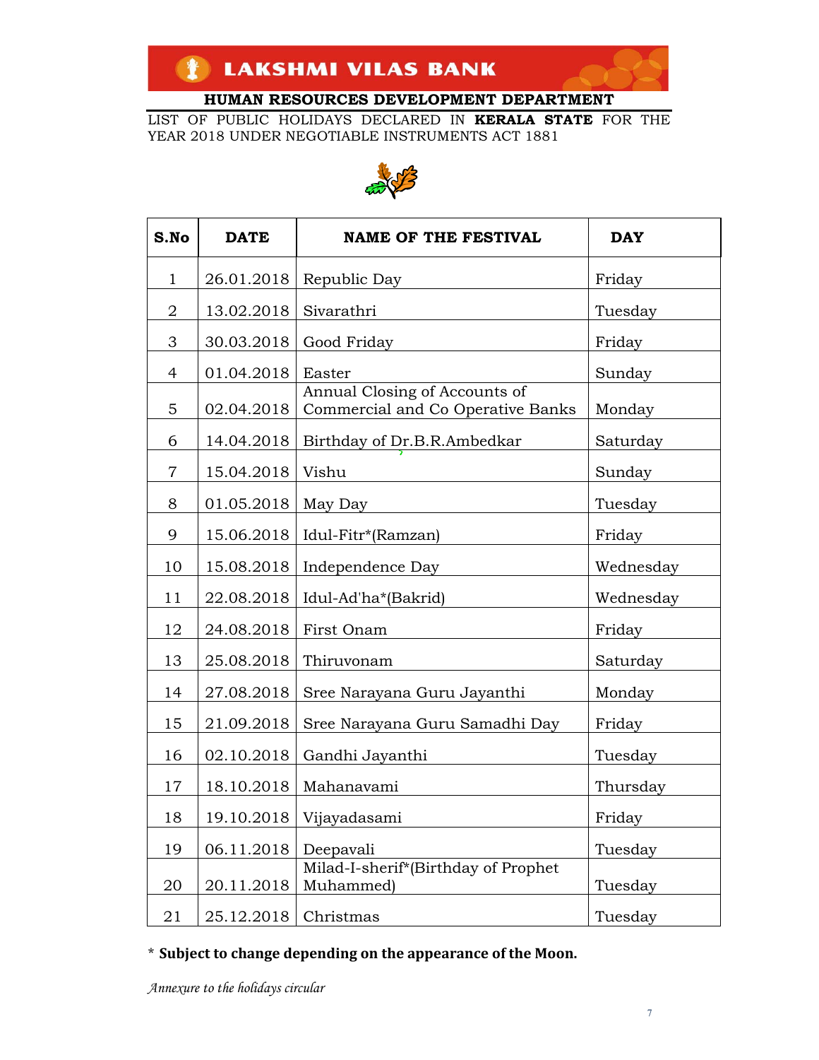# LAKSHMI VILAS BANK

## HUMAN RESOURCES DEVELOPMENT DEPARTMENT

LIST OF PUBLIC HOLIDAYS DECLARED IN **KERALA STATE** FOR THE YEAR 2018 UNDER NEGOTIABLE INSTRUMENTS ACT 1881

| S.No | DATE | NAME OF THE FESTIVAL | DAY |
|---|---|---|---|
| 1 | 26.01.2018 | Republic Day | Friday |
| 2 | 13.02.2018 | Sivarathri | Tuesday |
| 3 | 30.03.2018 | Good Friday | Friday |
| 4 | 01.04.2018 | Easter | Sunday |
| 5 | 02.04.2018 | Annual Closing of Accounts of Commercial and Co Operative Banks | Monday |
| 6 | 14.04.2018 | Birthday of Dr.B.R.Ambedkar | Saturday |
| 7 | 15.04.2018 | Vishu | Sunday |
| 8 | 01.05.2018 | May Day | Tuesday |
| 9 | 15.06.2018 | Idul-Fitr*(Ramzan) | Friday |
| 10 | 15.08.2018 | Independence Day | Wednesday |
| 11 | 22.08.2018 | Idul-Ad'ha*(Bakrid) | Wednesday |
| 12 | 24.08.2018 | First Onam | Friday |
| 13 | 25.08.2018 | Thiruvonam | Saturday |
| 14 | 27.08.2018 | Sree Narayana Guru Jayanthi | Monday |
| 15 | 21.09.2018 | Sree Narayana Guru Samadhi Day | Friday |
| 16 | 02.10.2018 | Gandhi Jayanthi | Tuesday |
| 17 | 18.10.2018 | Mahanavami | Thursday |
| 18 | 19.10.2018 | Vijayadasami | Friday |
| 19 | 06.11.2018 | Deepavali | Tuesday |
| 20 | 20.11.2018 | Milad-I-sherif*(Birthday of Prophet Muhammed) | Tuesday |
| 21 | 25.12.2018 | Christmas | Tuesday |

\* **Subject to change depending on the appearance of the Moon.**

*Annexure to the holidays circular*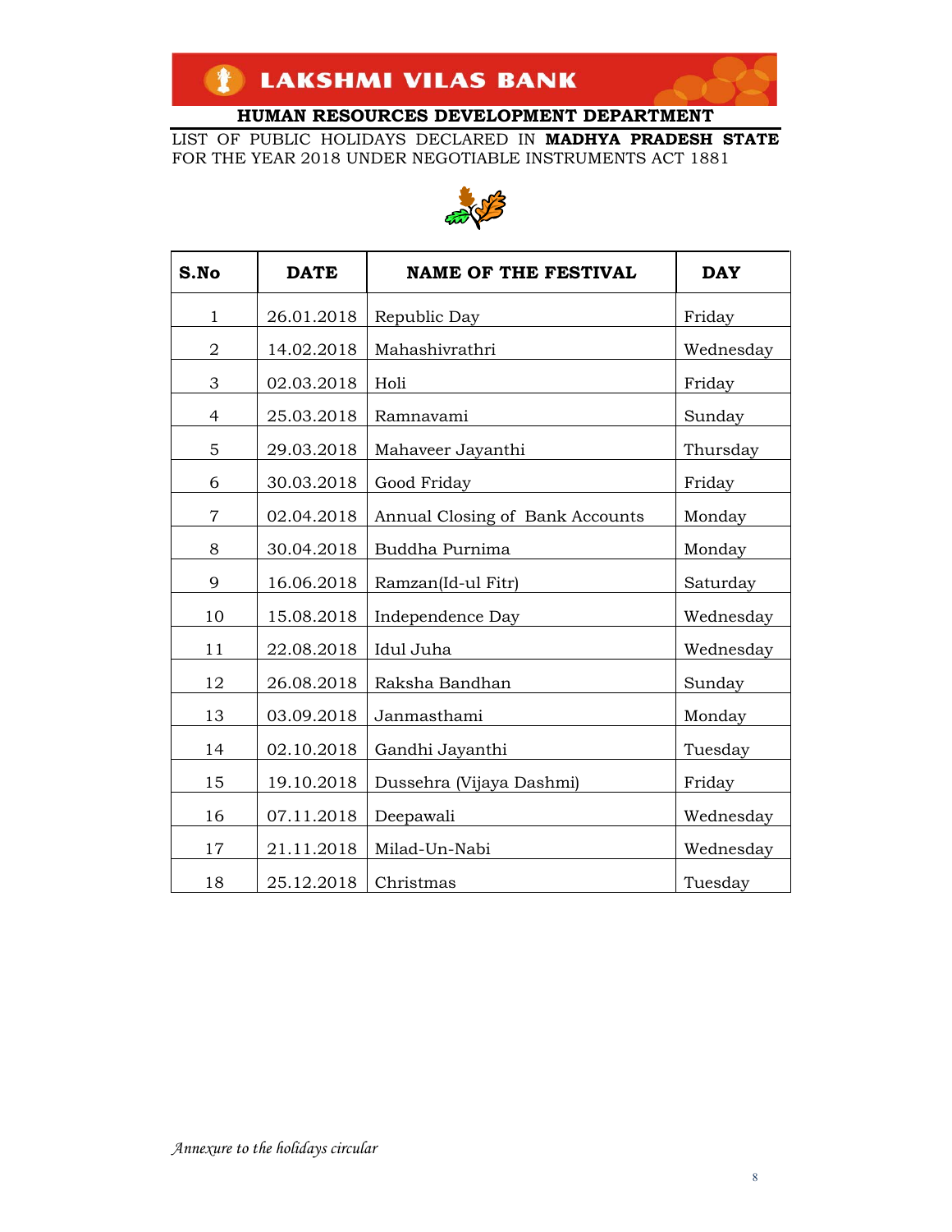# LAKSHMI VILAS BANK

## HUMAN RESOURCES DEVELOPMENT DEPARTMENT

LIST OF PUBLIC HOLIDAYS DECLARED IN **MADHYA PRADESH STATE** FOR THE YEAR 2018 UNDER NEGOTIABLE INSTRUMENTS ACT 1881

| S.No | DATE | NAME OF THE FESTIVAL | DAY |
|---|---|---|---|
| 1 | 26.01.2018 | Republic Day | Friday |
| 2 | 14.02.2018 | Mahashivrathri | Wednesday |
| 3 | 02.03.2018 | Holi | Friday |
| 4 | 25.03.2018 | Ramnavami | Sunday |
| 5 | 29.03.2018 | Mahaveer Jayanthi | Thursday |
| 6 | 30.03.2018 | Good Friday | Friday |
| 7 | 02.04.2018 | Annual Closing of Bank Accounts | Monday |
| 8 | 30.04.2018 | Buddha Purnima | Monday |
| 9 | 16.06.2018 | Ramzan(Id-ul Fitr) | Saturday |
| 10 | 15.08.2018 | Independence Day | Wednesday |
| 11 | 22.08.2018 | Idul Juha | Wednesday |
| 12 | 26.08.2018 | Raksha Bandhan | Sunday |
| 13 | 03.09.2018 | Janmasthami | Monday |
| 14 | 02.10.2018 | Gandhi Jayanthi | Tuesday |
| 15 | 19.10.2018 | Dussehra (Vijaya Dashmi) | Friday |
| 16 | 07.11.2018 | Deepawali | Wednesday |
| 17 | 21.11.2018 | Milad-Un-Nabi | Wednesday |
| 18 | 25.12.2018 | Christmas | Tuesday |

*Annexure to the holidays circular*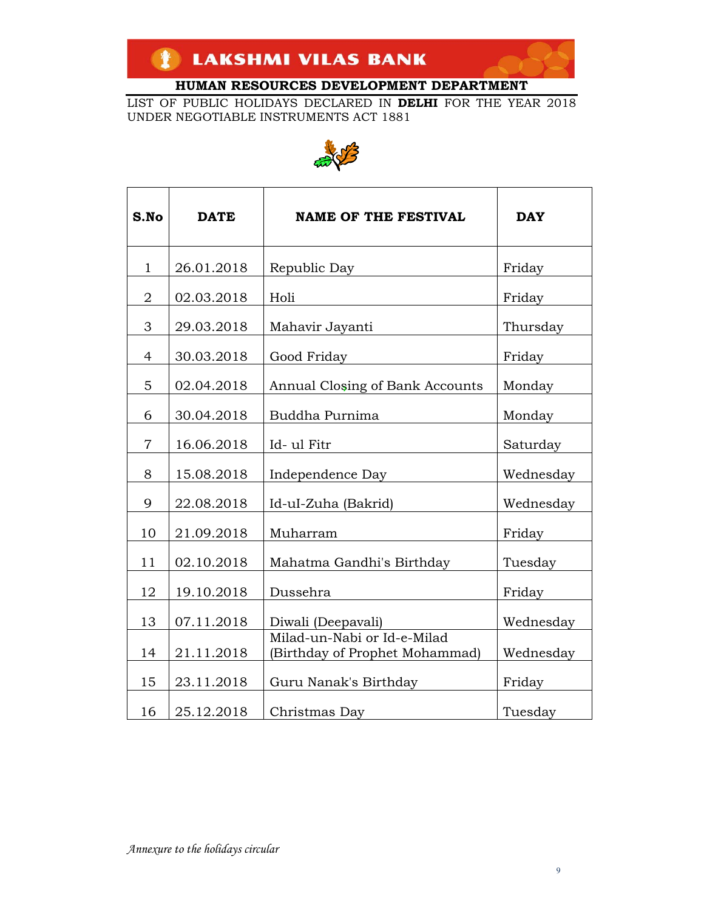**LAKSHMI VILAS BANK**

## HUMAN RESOURCES DEVELOPMENT DEPARTMENT

LIST OF PUBLIC HOLIDAYS DECLARED IN **DELHI** FOR THE YEAR 2018 UNDER NEGOTIABLE INSTRUMENTS ACT 1881

| S.No | DATE | NAME OF THE FESTIVAL | DAY |
|---|---|---|---|
| 1 | 26.01.2018 | Republic Day | Friday |
| 2 | 02.03.2018 | Holi | Friday |
| 3 | 29.03.2018 | Mahavir Jayanti | Thursday |
| 4 | 30.03.2018 | Good Friday | Friday |
| 5 | 02.04.2018 | Annual Closing of Bank Accounts | Monday |
| 6 | 30.04.2018 | Buddha Purnima | Monday |
| 7 | 16.06.2018 | Id- ul Fitr | Saturday |
| 8 | 15.08.2018 | Independence Day | Wednesday |
| 9 | 22.08.2018 | Id-uI-Zuha (Bakrid) | Wednesday |
| 10 | 21.09.2018 | Muharram | Friday |
| 11 | 02.10.2018 | Mahatma Gandhi's Birthday | Tuesday |
| 12 | 19.10.2018 | Dussehra | Friday |
| 13 | 07.11.2018 | Diwali (Deepavali) | Wednesday |
| 14 | 21.11.2018 | Milad-un-Nabi or Id-e-Milad (Birthday of Prophet Mohammad) | Wednesday |
| 15 | 23.11.2018 | Guru Nanak's Birthday | Friday |
| 16 | 25.12.2018 | Christmas Day | Tuesday |

*Annexure to the holidays circular*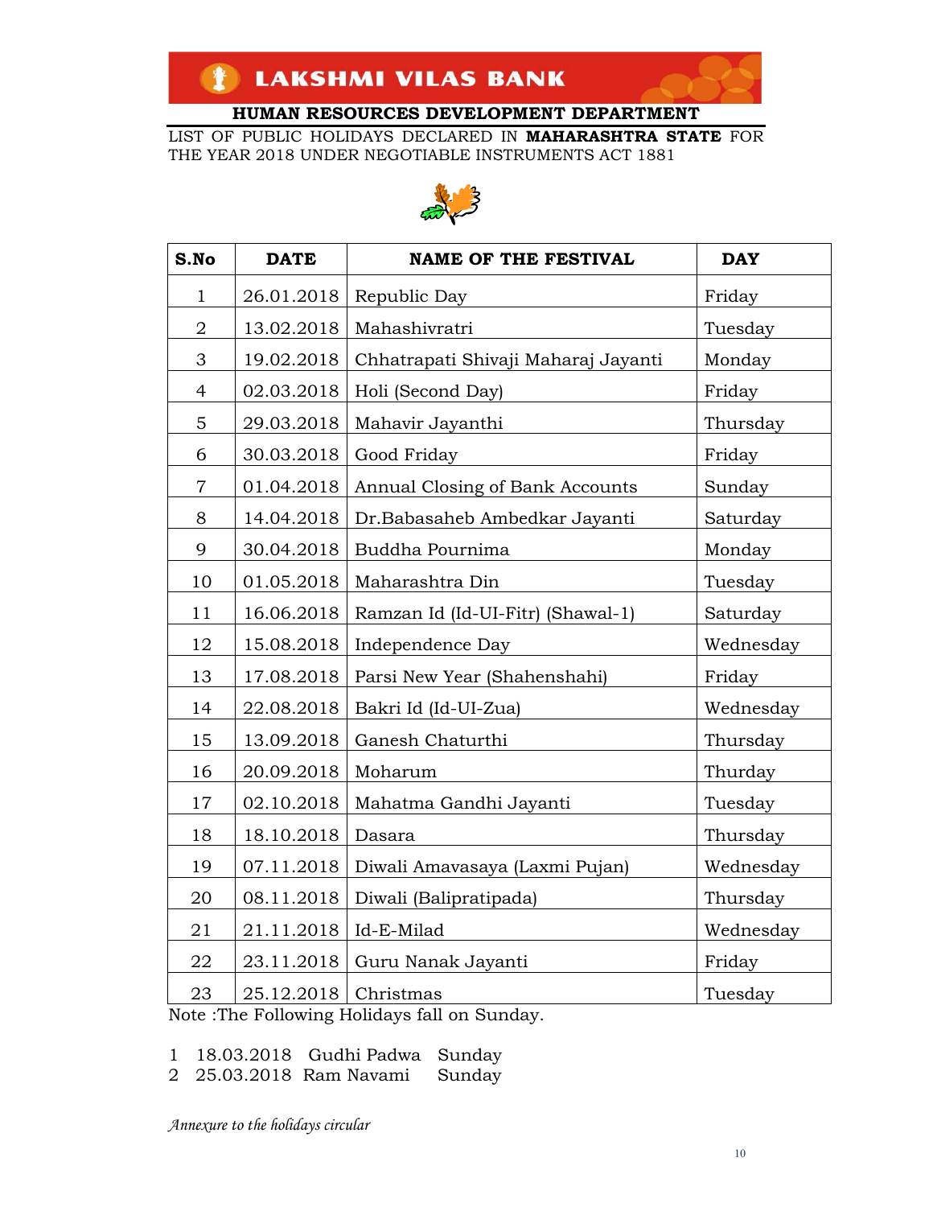# LAKSHMI VILAS BANK

## HUMAN RESOURCES DEVELOPMENT DEPARTMENT

LIST OF PUBLIC HOLIDAYS DECLARED IN **MAHARASHTRA STATE** FOR THE YEAR 2018 UNDER NEGOTIABLE INSTRUMENTS ACT 1881

| S.No | DATE | NAME OF THE FESTIVAL | DAY |
|---|---|---|---|
| 1 | 26.01.2018 | Republic Day | Friday |
| 2 | 13.02.2018 | Mahashivratri | Tuesday |
| 3 | 19.02.2018 | Chhatrapati Shivaji Maharaj Jayanti | Monday |
| 4 | 02.03.2018 | Holi (Second Day) | Friday |
| 5 | 29.03.2018 | Mahavir Jayanthi | Thursday |
| 6 | 30.03.2018 | Good Friday | Friday |
| 7 | 01.04.2018 | Annual Closing of Bank Accounts | Sunday |
| 8 | 14.04.2018 | Dr.Babasaheb Ambedkar Jayanti | Saturday |
| 9 | 30.04.2018 | Buddha Pournima | Monday |
| 10 | 01.05.2018 | Maharashtra Din | Tuesday |
| 11 | 16.06.2018 | Ramzan Id (Id-UI-Fitr) (Shawal-1) | Saturday |
| 12 | 15.08.2018 | Independence Day | Wednesday |
| 13 | 17.08.2018 | Parsi New Year (Shahenshahi) | Friday |
| 14 | 22.08.2018 | Bakri Id (Id-UI-Zua) | Wednesday |
| 15 | 13.09.2018 | Ganesh Chaturthi | Thursday |
| 16 | 20.09.2018 | Moharum | Thurday |
| 17 | 02.10.2018 | Mahatma Gandhi Jayanti | Tuesday |
| 18 | 18.10.2018 | Dasara | Thursday |
| 19 | 07.11.2018 | Diwali Amavasaya (Laxmi Pujan) | Wednesday |
| 20 | 08.11.2018 | Diwali (Balipratipada) | Thursday |
| 21 | 21.11.2018 | Id-E-Milad | Wednesday |
| 22 | 23.11.2018 | Guru Nanak Jayanti | Friday |
| 23 | 25.12.2018 | Christmas | Tuesday |

Note :The Following Holidays fall on Sunday.

1 18.03.2018 Gudhi Padwa Sunday
2 25.03.2018 Ram Navami Sunday

*Annexure to the holidays circular*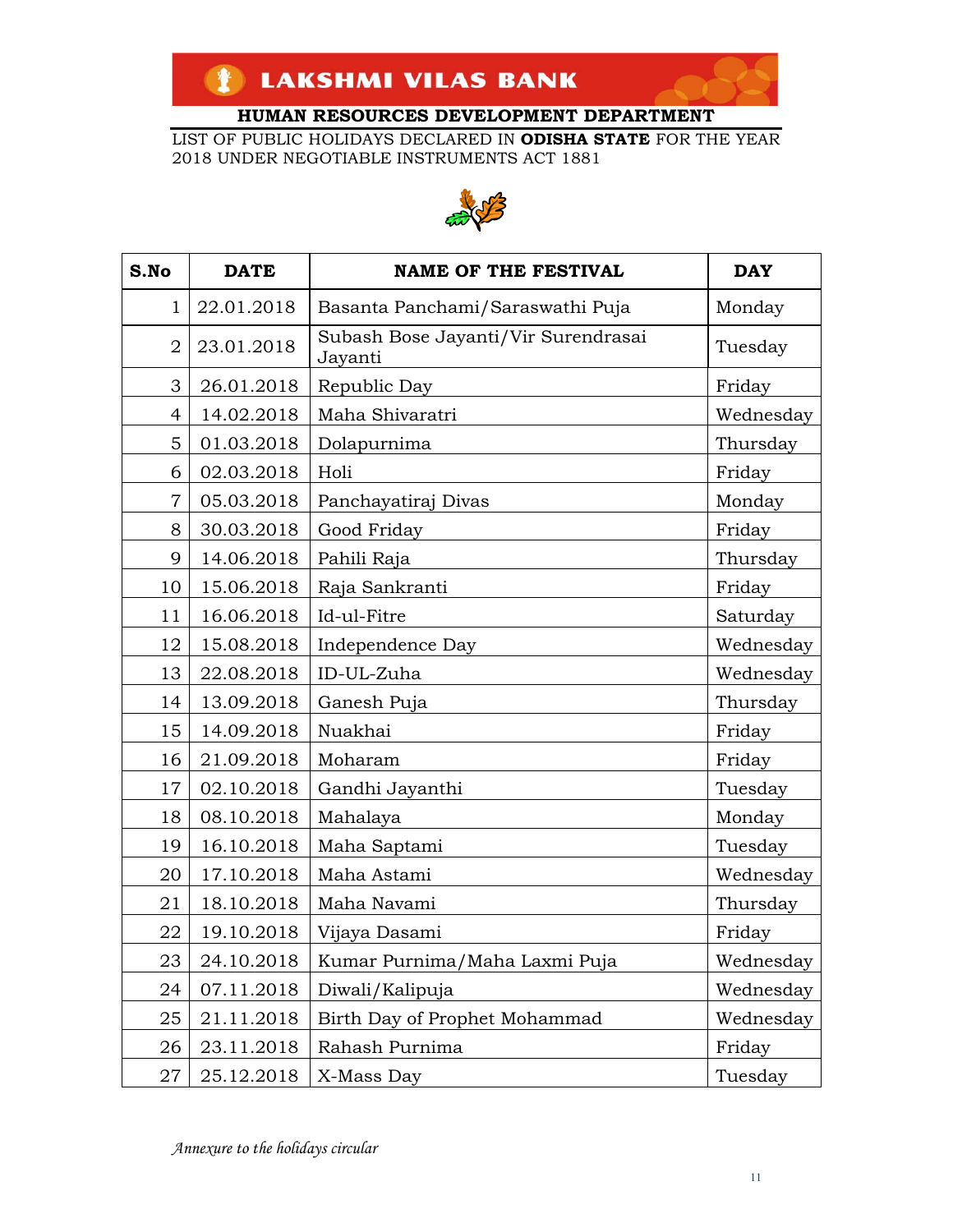# LAKSHMI VILAS BANK

## HUMAN RESOURCES DEVELOPMENT DEPARTMENT

LIST OF PUBLIC HOLIDAYS DECLARED IN **ODISHA STATE** FOR THE YEAR 2018 UNDER NEGOTIABLE INSTRUMENTS ACT 1881

| S.No | DATE | NAME OF THE FESTIVAL | DAY |
|---|---|---|---|
| 1 | 22.01.2018 | Basanta Panchami/Saraswathi Puja | Monday |
| 2 | 23.01.2018 | Subash Bose Jayanti/Vir Surendrasai Jayanti | Tuesday |
| 3 | 26.01.2018 | Republic Day | Friday |
| 4 | 14.02.2018 | Maha Shivaratri | Wednesday |
| 5 | 01.03.2018 | Dolapurnima | Thursday |
| 6 | 02.03.2018 | Holi | Friday |
| 7 | 05.03.2018 | Panchayatiraj Divas | Monday |
| 8 | 30.03.2018 | Good Friday | Friday |
| 9 | 14.06.2018 | Pahili Raja | Thursday |
| 10 | 15.06.2018 | Raja Sankranti | Friday |
| 11 | 16.06.2018 | Id-ul-Fitre | Saturday |
| 12 | 15.08.2018 | Independence Day | Wednesday |
| 13 | 22.08.2018 | ID-UL-Zuha | Wednesday |
| 14 | 13.09.2018 | Ganesh Puja | Thursday |
| 15 | 14.09.2018 | Nuakhai | Friday |
| 16 | 21.09.2018 | Moharam | Friday |
| 17 | 02.10.2018 | Gandhi Jayanthi | Tuesday |
| 18 | 08.10.2018 | Mahalaya | Monday |
| 19 | 16.10.2018 | Maha Saptami | Tuesday |
| 20 | 17.10.2018 | Maha Astami | Wednesday |
| 21 | 18.10.2018 | Maha Navami | Thursday |
| 22 | 19.10.2018 | Vijaya Dasami | Friday |
| 23 | 24.10.2018 | Kumar Purnima/Maha Laxmi Puja | Wednesday |
| 24 | 07.11.2018 | Diwali/Kalipuja | Wednesday |
| 25 | 21.11.2018 | Birth Day of Prophet Mohammad | Wednesday |
| 26 | 23.11.2018 | Rahash Purnima | Friday |
| 27 | 25.12.2018 | X-Mass Day | Tuesday |

*Annexure to the holidays circular*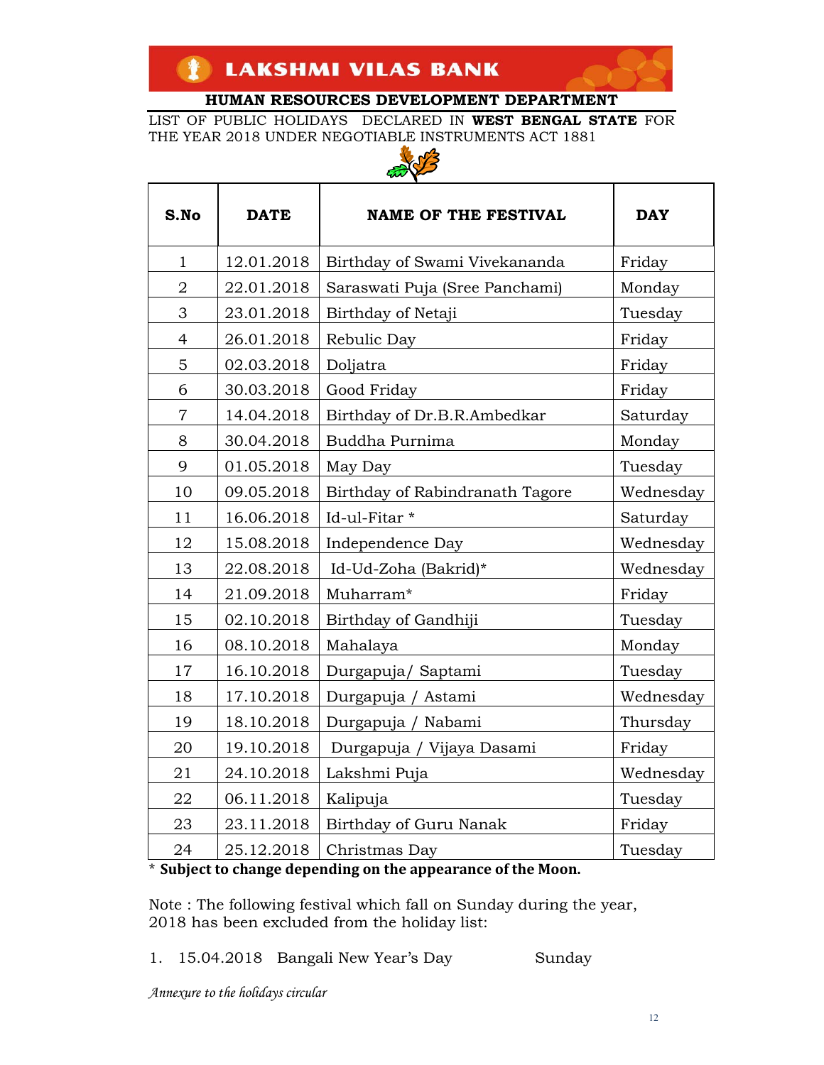# LAKSHMI VILAS BANK

## HUMAN RESOURCES DEVELOPMENT DEPARTMENT

LIST OF PUBLIC HOLIDAYS DECLARED IN **WEST BENGAL STATE** FOR THE YEAR 2018 UNDER NEGOTIABLE INSTRUMENTS ACT 1881

| S.No | DATE | NAME OF THE FESTIVAL | DAY |
|---|---|---|---|
| 1 | 12.01.2018 | Birthday of Swami Vivekananda | Friday |
| 2 | 22.01.2018 | Saraswati Puja (Sree Panchami) | Monday |
| 3 | 23.01.2018 | Birthday of Netaji | Tuesday |
| 4 | 26.01.2018 | Rebulic Day | Friday |
| 5 | 02.03.2018 | Doljatra | Friday |
| 6 | 30.03.2018 | Good Friday | Friday |
| 7 | 14.04.2018 | Birthday of Dr.B.R.Ambedkar | Saturday |
| 8 | 30.04.2018 | Buddha Purnima | Monday |
| 9 | 01.05.2018 | May Day | Tuesday |
| 10 | 09.05.2018 | Birthday of Rabindranath Tagore | Wednesday |
| 11 | 16.06.2018 | Id-ul-Fitar * | Saturday |
| 12 | 15.08.2018 | Independence Day | Wednesday |
| 13 | 22.08.2018 | Id-Ud-Zoha (Bakrid)* | Wednesday |
| 14 | 21.09.2018 | Muharram* | Friday |
| 15 | 02.10.2018 | Birthday of Gandhiji | Tuesday |
| 16 | 08.10.2018 | Mahalaya | Monday |
| 17 | 16.10.2018 | Durgapuja/ Saptami | Tuesday |
| 18 | 17.10.2018 | Durgapuja / Astami | Wednesday |
| 19 | 18.10.2018 | Durgapuja / Nabami | Thursday |
| 20 | 19.10.2018 | Durgapuja / Vijaya Dasami | Friday |
| 21 | 24.10.2018 | Lakshmi Puja | Wednesday |
| 22 | 06.11.2018 | Kalipuja | Tuesday |
| 23 | 23.11.2018 | Birthday of Guru Nanak | Friday |
| 24 | 25.12.2018 | Christmas Day | Tuesday |

\* **Subject to change depending on the appearance of the Moon.**

Note : The following festival which fall on Sunday during the year, 2018 has been excluded from the holiday list:

1. 15.04.2018 Bangali New Year's Day Sunday

*Annexure to the holidays circular*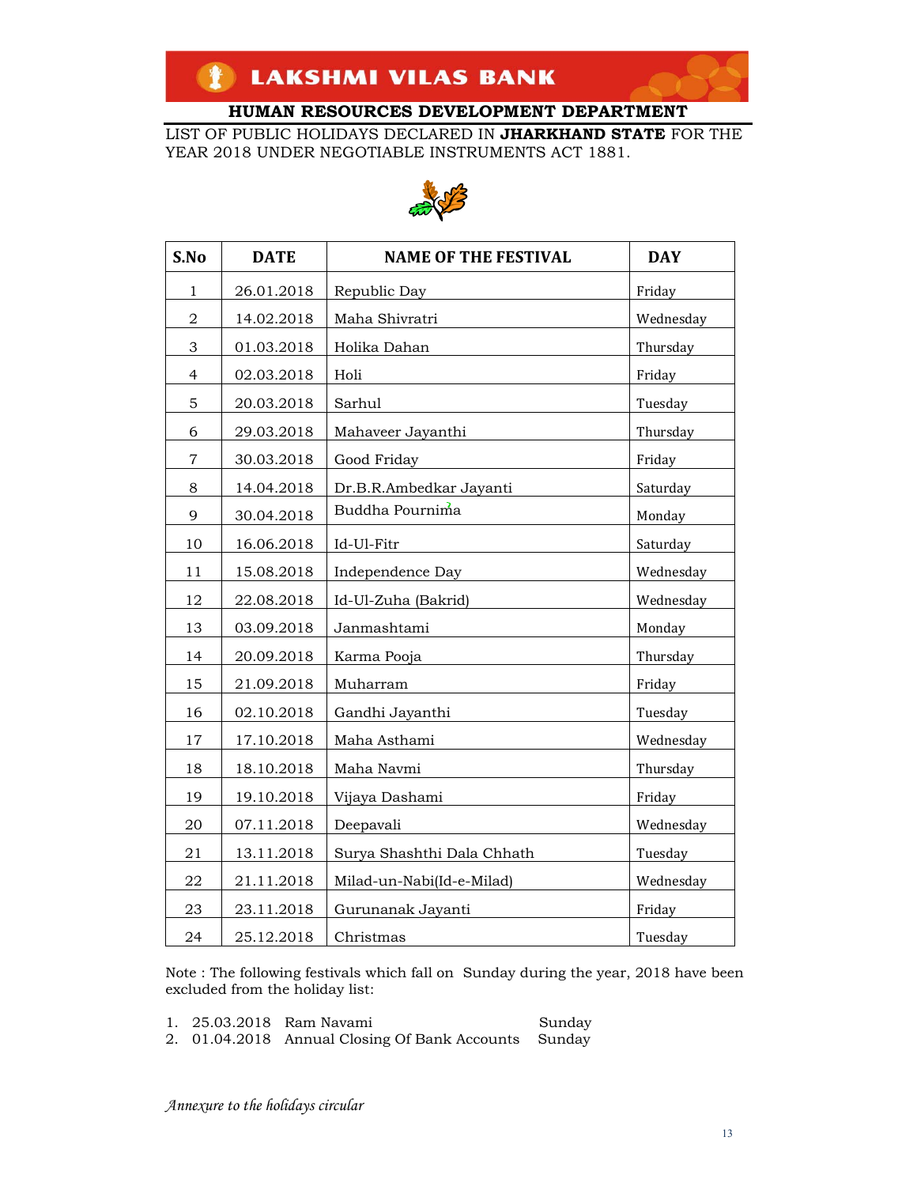# LAKSHMI VILAS BANK

## HUMAN RESOURCES DEVELOPMENT DEPARTMENT

LIST OF PUBLIC HOLIDAYS DECLARED IN **JHARKHAND STATE** FOR THE YEAR 2018 UNDER NEGOTIABLE INSTRUMENTS ACT 1881.

| S.No | DATE | NAME OF THE FESTIVAL | DAY |
|---|---|---|---|
| 1 | 26.01.2018 | Republic Day | Friday |
| 2 | 14.02.2018 | Maha Shivratri | Wednesday |
| 3 | 01.03.2018 | Holika Dahan | Thursday |
| 4 | 02.03.2018 | Holi | Friday |
| 5 | 20.03.2018 | Sarhul | Tuesday |
| 6 | 29.03.2018 | Mahaveer Jayanthi | Thursday |
| 7 | 30.03.2018 | Good Friday | Friday |
| 8 | 14.04.2018 | Dr.B.R.Ambedkar Jayanti | Saturday |
| 9 | 30.04.2018 | Buddha Pournima | Monday |
| 10 | 16.06.2018 | Id-Ul-Fitr | Saturday |
| 11 | 15.08.2018 | Independence Day | Wednesday |
| 12 | 22.08.2018 | Id-Ul-Zuha (Bakrid) | Wednesday |
| 13 | 03.09.2018 | Janmashtami | Monday |
| 14 | 20.09.2018 | Karma Pooja | Thursday |
| 15 | 21.09.2018 | Muharram | Friday |
| 16 | 02.10.2018 | Gandhi Jayanthi | Tuesday |
| 17 | 17.10.2018 | Maha Asthami | Wednesday |
| 18 | 18.10.2018 | Maha Navmi | Thursday |
| 19 | 19.10.2018 | Vijaya Dashami | Friday |
| 20 | 07.11.2018 | Deepavali | Wednesday |
| 21 | 13.11.2018 | Surya Shashthi Dala Chhath | Tuesday |
| 22 | 21.11.2018 | Milad-un-Nabi(Id-e-Milad) | Wednesday |
| 23 | 23.11.2018 | Gurunanak Jayanti | Friday |
| 24 | 25.12.2018 | Christmas | Tuesday |

Note : The following festivals which fall on Sunday during the year, 2018 have been excluded from the holiday list:

1. 25.03.2018 Ram Navami Sunday
2. 01.04.2018 Annual Closing Of Bank Accounts Sunday

*Annexure to the holidays circular*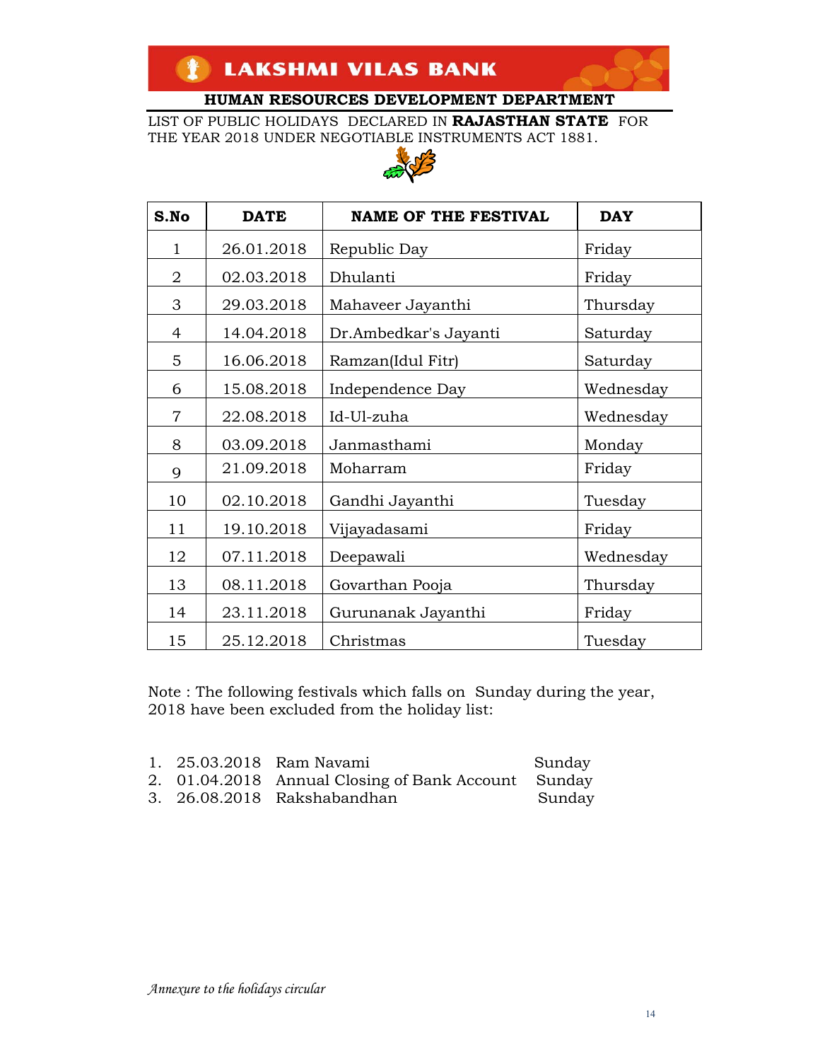# LAKSHMI VILAS BANK

## HUMAN RESOURCES DEVELOPMENT DEPARTMENT

LIST OF PUBLIC HOLIDAYS DECLARED IN **RAJASTHAN STATE** FOR THE YEAR 2018 UNDER NEGOTIABLE INSTRUMENTS ACT 1881.

| S.No | DATE | NAME OF THE FESTIVAL | DAY |
|---|---|---|---|
| 1 | 26.01.2018 | Republic Day | Friday |
| 2 | 02.03.2018 | Dhulanti | Friday |
| 3 | 29.03.2018 | Mahaveer Jayanthi | Thursday |
| 4 | 14.04.2018 | Dr.Ambedkar's Jayanti | Saturday |
| 5 | 16.06.2018 | Ramzan(Idul Fitr) | Saturday |
| 6 | 15.08.2018 | Independence Day | Wednesday |
| 7 | 22.08.2018 | Id-Ul-zuha | Wednesday |
| 8 | 03.09.2018 | Janmasthami | Monday |
| 9 | 21.09.2018 | Moharram | Friday |
| 10 | 02.10.2018 | Gandhi Jayanthi | Tuesday |
| 11 | 19.10.2018 | Vijayadasami | Friday |
| 12 | 07.11.2018 | Deepawali | Wednesday |
| 13 | 08.11.2018 | Govarthan Pooja | Thursday |
| 14 | 23.11.2018 | Gurunanak Jayanthi | Friday |
| 15 | 25.12.2018 | Christmas | Tuesday |

Note : The following festivals which falls on Sunday during the year, 2018 have been excluded from the holiday list:

1. 25.03.2018 Ram Navami Sunday
2. 01.04.2018 Annual Closing of Bank Account Sunday
3. 26.08.2018 Rakshabandhan Sunday

*Annexure to the holidays circular*